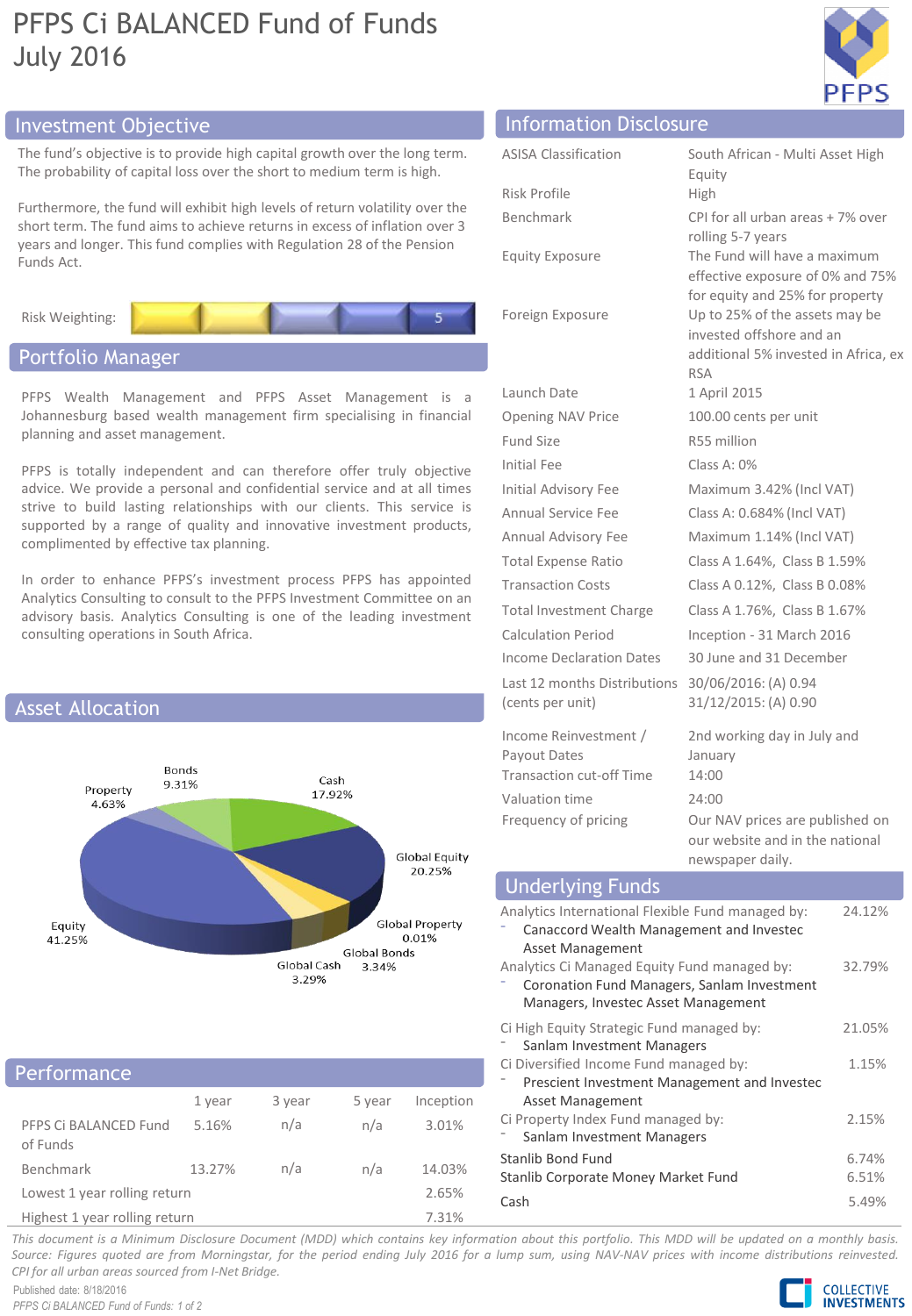# PFPS Ci BALANCED Fund of Funds
July 2016

## Investment Objective

The fund's objective is to provide high capital growth over the long term. The probability of capital loss over the short to medium term is high.

Furthermore, the fund will exhibit high levels of return volatility over the short term. The fund aims to achieve returns in excess of inflation over 3 years and longer. This fund complies with Regulation 28 of the Pension Funds Act.

Risk Weighting: 5

## Portfolio Manager

PFPS Wealth Management and PFPS Asset Management is a Johannesburg based wealth management firm specialising in financial planning and asset management.

PFPS is totally independent and can therefore offer truly objective advice. We provide a personal and confidential service and at all times strive to build lasting relationships with our clients. This service is supported by a range of quality and innovative investment products, complimented by effective tax planning.

In order to enhance PFPS's investment process PFPS has appointed Analytics Consulting to consult to the PFPS Investment Committee on an advisory basis. Analytics Consulting is one of the leading investment consulting operations in South Africa.

## Asset Allocation

| Asset Class | Allocation |
|---|---|
| Equity | 41.25% |
| Global Equity | 20.25% |
| Cash | 17.92% |
| Bonds | 9.31% |
| Property | 4.63% |
| Global Bonds | 3.34% |
| Global Cash | 3.29% |
| Global Property | 0.01% |

## Performance

| | 1 year | 3 year | 5 year | Inception |
|---|---|---|---|---|
| PFPS Ci BALANCED Fund of Funds | 5.16% | n/a | n/a | 3.01% |
| Benchmark | 13.27% | n/a | n/a | 14.03% |
| Lowest 1 year rolling return | | | | 2.65% |
| Highest 1 year rolling return | | | | 7.31% |

## Information Disclosure

| | |
|---|---|
| ASISA Classification | South African - Multi Asset High Equity |
| Risk Profile | High |
| Benchmark | CPI for all urban areas + 7% over rolling 5-7 years |
| Equity Exposure | The Fund will have a maximum effective exposure of 0% and 75% for equity and 25% for property |
| Foreign Exposure | Up to 25% of the assets may be invested offshore and an additional 5% invested in Africa, ex RSA |
| Launch Date | 1 April 2015 |
| Opening NAV Price | 100.00 cents per unit |
| Fund Size | R55 million |
| Initial Fee | Class A: 0% |
| Initial Advisory Fee | Maximum 3.42% (Incl VAT) |
| Annual Service Fee | Class A: 0.684% (Incl VAT) |
| Annual Advisory Fee | Maximum 1.14% (Incl VAT) |
| Total Expense Ratio | Class A 1.64%, Class B 1.59% |
| Transaction Costs | Class A 0.12%, Class B 0.08% |
| Total Investment Charge | Class A 1.76%, Class B 1.67% |
| Calculation Period | Inception - 31 March 2016 |
| Income Declaration Dates | 30 June and 31 December |
| Last 12 months Distributions (cents per unit) | 30/06/2016: (A) 0.94<br>31/12/2015: (A) 0.90 |
| Income Reinvestment / Payout Dates | 2nd working day in July and January |
| Transaction cut-off Time | 14:00 |
| Valuation time | 24:00 |
| Frequency of pricing | Our NAV prices are published on our website and in the national newspaper daily. |

## Underlying Funds

| Fund | Weight |
|---|---|
| Analytics International Flexible Fund managed by:<br>- Canaccord Wealth Management and Investec Asset Management | 24.12% |
| Analytics Ci Managed Equity Fund managed by:<br>- Coronation Fund Managers, Sanlam Investment Managers, Investec Asset Management | 32.79% |
| Ci High Equity Strategic Fund managed by:<br>- Sanlam Investment Managers | 21.05% |
| Ci Diversified Income Fund managed by:<br>- Prescient Investment Management and Investec Asset Management | 1.15% |
| Ci Property Index Fund managed by:<br>- Sanlam Investment Managers | 2.15% |
| Stanlib Bond Fund | 6.74% |
| Stanlib Corporate Money Market Fund | 6.51% |
| Cash | 5.49% |

*This document is a Minimum Disclosure Document (MDD) which contains key information about this portfolio. This MDD will be updated on a monthly basis. Source: Figures quoted are from Morningstar, for the period ending July 2016 for a lump sum, using NAV-NAV prices with income distributions reinvested. CPI for all urban areas sourced from I-Net Bridge.*

Published date: 8/18/2016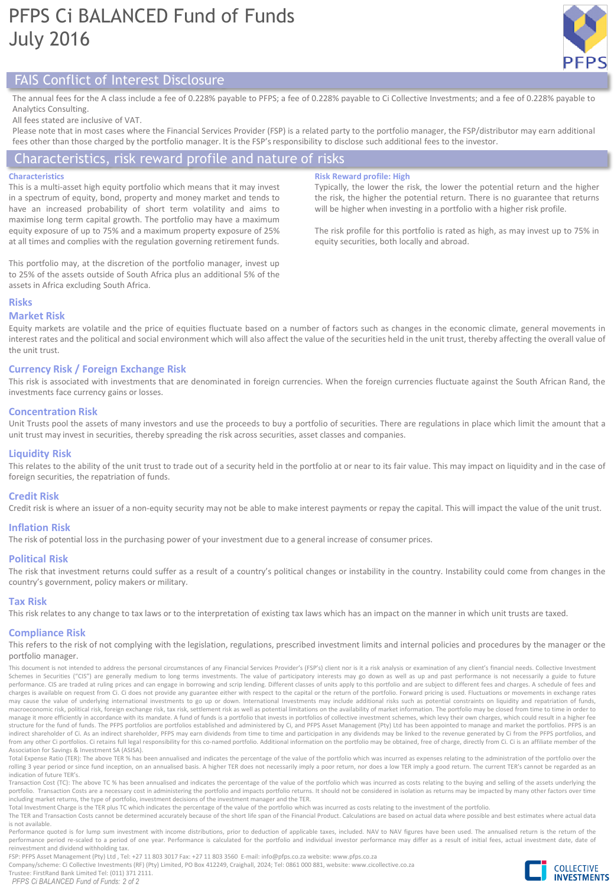# PFPS Ci BALANCED Fund of Funds
# July 2016

## FAIS Conflict of Interest Disclosure

The annual fees for the A class include a fee of 0.228% payable to PFPS; a fee of 0.228% payable to Ci Collective Investments; and a fee of 0.228% payable to Analytics Consulting.

All fees stated are inclusive of VAT.

Please note that in most cases where the Financial Services Provider (FSP) is a related party to the portfolio manager, the FSP/distributor may earn additional fees other than those charged by the portfolio manager. It is the FSP's responsibility to disclose such additional fees to the investor.

## Characteristics, risk reward profile and nature of risks

### Characteristics

This is a multi-asset high equity portfolio which means that it may invest in a spectrum of equity, bond, property and money market and tends to have an increased probability of short term volatility and aims to maximise long term capital growth. The portfolio may have a maximum equity exposure of up to 75% and a maximum property exposure of 25% at all times and complies with the regulation governing retirement funds.

This portfolio may, at the discretion of the portfolio manager, invest up to 25% of the assets outside of South Africa plus an additional 5% of the assets in Africa excluding South Africa.

### Risk Reward profile: High

Typically, the lower the risk, the lower the potential return and the higher the risk, the higher the potential return. There is no guarantee that returns will be higher when investing in a portfolio with a higher risk profile.

The risk profile for this portfolio is rated as high, as may invest up to 75% in equity securities, both locally and abroad.

### Risks

### Market Risk

Equity markets are volatile and the price of equities fluctuate based on a number of factors such as changes in the economic climate, general movements in interest rates and the political and social environment which will also affect the value of the securities held in the unit trust, thereby affecting the overall value of the unit trust.

### Currency Risk / Foreign Exchange Risk

This risk is associated with investments that are denominated in foreign currencies. When the foreign currencies fluctuate against the South African Rand, the investments face currency gains or losses.

### Concentration Risk

Unit Trusts pool the assets of many investors and use the proceeds to buy a portfolio of securities. There are regulations in place which limit the amount that a unit trust may invest in securities, thereby spreading the risk across securities, asset classes and companies.

### Liquidity Risk

This relates to the ability of the unit trust to trade out of a security held in the portfolio at or near to its fair value. This may impact on liquidity and in the case of foreign securities, the repatriation of funds.

### Credit Risk

Credit risk is where an issuer of a non-equity security may not be able to make interest payments or repay the capital. This will impact the value of the unit trust.

### Inflation Risk

The risk of potential loss in the purchasing power of your investment due to a general increase of consumer prices.

### Political Risk

The risk that investment returns could suffer as a result of a country's political changes or instability in the country. Instability could come from changes in the country's government, policy makers or military.

### Tax Risk

This risk relates to any change to tax laws or to the interpretation of existing tax laws which has an impact on the manner in which unit trusts are taxed.

### Compliance Risk

This refers to the risk of not complying with the legislation, regulations, prescribed investment limits and internal policies and procedures by the manager or the portfolio manager.

This document is not intended to address the personal circumstances of any Financial Services Provider's (FSP's) client nor is it a risk analysis or examination of any client's financial needs. Collective Investment Schemes in Securities ("CIS") are generally medium to long terms investments. The value of participatory interests may go down as well as up and past performance is not necessarily a guide to future performance. CIS are traded at ruling prices and can engage in borrowing and scrip lending. Different classes of units apply to this portfolio and are subject to different fees and charges. A schedule of fees and charges is available on request from Ci. Ci does not provide any guarantee either with respect to the capital or the return of the portfolio. Forward pricing is used. Fluctuations or movements in exchange rates may cause the value of underlying international investments to go up or down. International Investments may include additional risks such as potential constraints on liquidity and repatriation of funds, macroeconomic risk, political risk, foreign exchange risk, tax risk, settlement risk as well as potential limitations on the availability of market information. The portfolio may be closed from time to time in order to manage it more efficiently in accordance with its mandate. A fund of funds is a portfolio that invests in portfolios of collective investment schemes, which levy their own charges, which could result in a higher fee structure for the fund of funds. The PFPS portfolios are portfolios established and administered by Ci, and PFPS Asset Management (Pty) Ltd has been appointed to manage and market the portfolios. PFPS is an indirect shareholder of Ci. As an indirect shareholder, PFPS may earn dividends from time to time and participation in any dividends may be linked to the revenue generated by Ci from the PFPS portfolios, and from any other Ci portfolios. Ci retains full legal responsibility for this co-named portfolio. Additional information on the portfolio may be obtained, free of charge, directly from Ci. Ci is an affiliate member of the Association for Savings & Investment SA (ASISA).

Total Expense Ratio (TER): The above TER % has been annualised and indicates the percentage of the value of the portfolio which was incurred as expenses relating to the administration of the portfolio over the rolling 3 year period or since fund inception, on an annualised basis. A higher TER does not necessarily imply a poor return, nor does a low TER imply a good return. The current TER's cannot be regarded as an indication of future TER's.

Transaction Cost (TC): The above TC % has been annualised and indicates the percentage of the value of the portfolio which was incurred as costs relating to the buying and selling of the assets underlying the portfolio. Transaction Costs are a necessary cost in administering the portfolio and impacts portfolio returns. It should not be considered in isolation as returns may be impacted by many other factors over time including market returns, the type of portfolio, investment decisions of the investment manager and the TER.

Total Investment Charge is the TER plus TC which indicates the percentage of the value of the portfolio which was incurred as costs relating to the investment of the portfolio.

The TER and Transaction Costs cannot be determined accurately because of the short life span of the Financial Product. Calculations are based on actual data where possible and best estimates where actual data is not available.

Performance quoted is for lump sum investment with income distributions, prior to deduction of applicable taxes, included. NAV to NAV figures have been used. The annualised return is the return of the performance period re-scaled to a period of one year. Performance is calculated for the portfolio and individual investor performance may differ as a result of initial fees, actual investment date, date of reinvestment and dividend withholding tax.

FSP: PFPS Asset Management (Pty) Ltd , Tel: +27 11 803 3017 Fax: +27 11 803 3560 E-mail: info@pfps.co.za website: www.pfps.co.za

Company/scheme: Ci Collective Investments (RF) (Pty) Limited, PO Box 412249, Craighall, 2024; Tel: 0861 000 881, website: www.cicollective.co.za

Trustee: FirstRand Bank Limited Tel: (011) 371 2111.